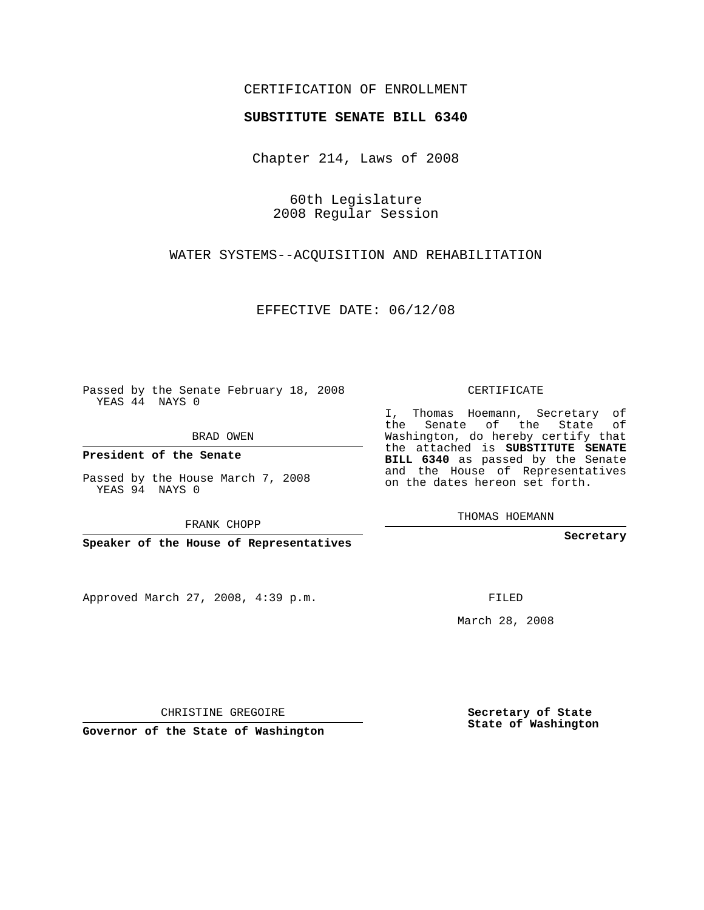CERTIFICATION OF ENROLLMENT

**SUBSTITUTE SENATE BILL 6340**

Chapter 214, Laws of 2008

60th Legislature
2008 Regular Session

WATER SYSTEMS--ACQUISITION AND REHABILITATION

EFFECTIVE DATE: 06/12/08

Passed by the Senate February 18, 2008
YEAS 44 NAYS 0

BRAD OWEN

**President of the Senate**

Passed by the House March 7, 2008
YEAS 94 NAYS 0

FRANK CHOPP

**Speaker of the House of Representatives**

Approved March 27, 2008, 4:39 p.m.

CHRISTINE GREGOIRE

**Governor of the State of Washington**

CERTIFICATE

I, Thomas Hoemann, Secretary of the Senate of the State of Washington, do hereby certify that the attached is **SUBSTITUTE SENATE BILL 6340** as passed by the Senate and the House of Representatives on the dates hereon set forth.

THOMAS HOEMANN

**Secretary**

FILED

March 28, 2008

**Secretary of State**
**State of Washington**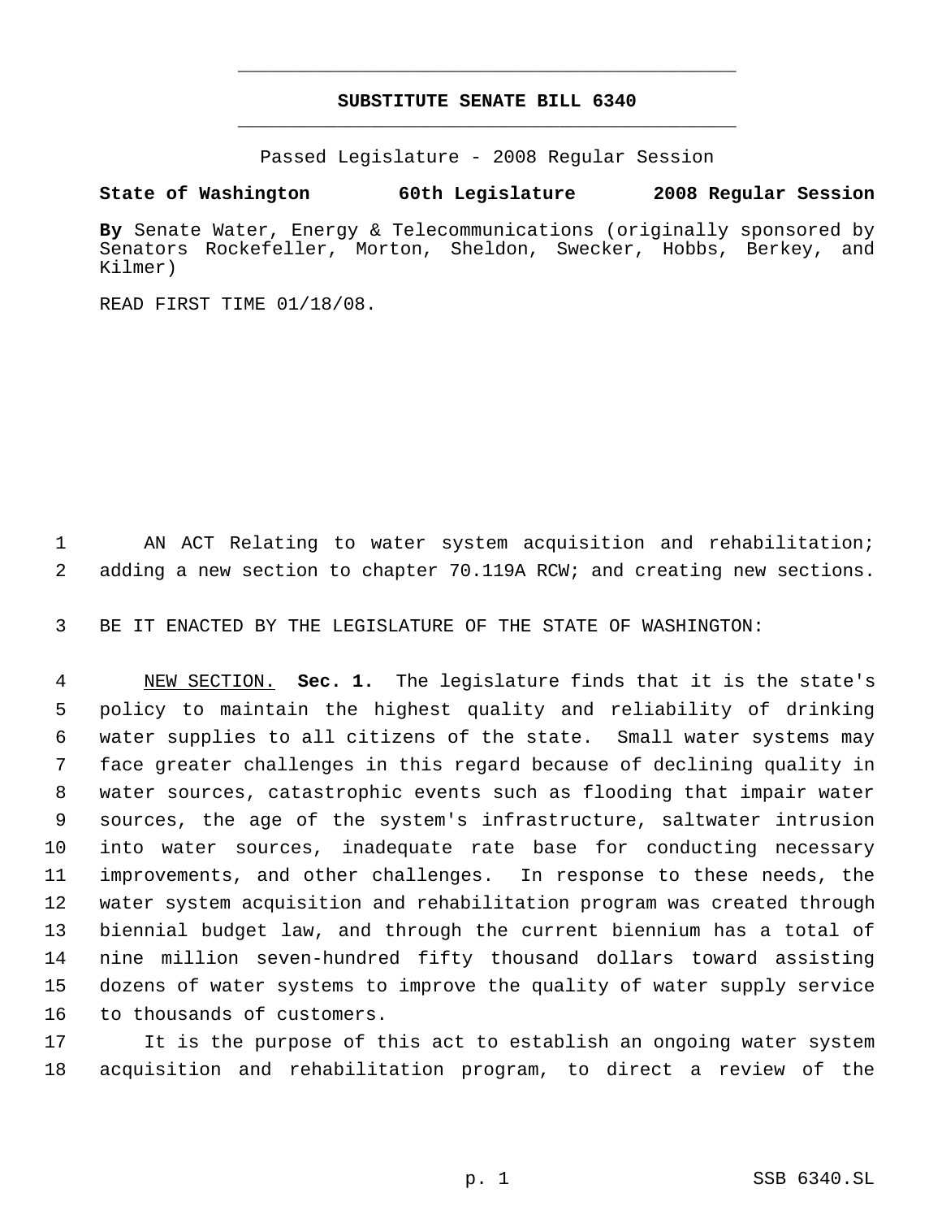# SUBSTITUTE SENATE BILL 6340

Passed Legislature - 2008 Regular Session

**State of Washington 60th Legislature 2008 Regular Session**

**By** Senate Water, Energy & Telecommunications (originally sponsored by Senators Rockefeller, Morton, Sheldon, Swecker, Hobbs, Berkey, and Kilmer)

READ FIRST TIME 01/18/08.

AN ACT Relating to water system acquisition and rehabilitation; adding a new section to chapter 70.119A RCW; and creating new sections.

BE IT ENACTED BY THE LEGISLATURE OF THE STATE OF WASHINGTON:

NEW SECTION. **Sec. 1.** The legislature finds that it is the state's policy to maintain the highest quality and reliability of drinking water supplies to all citizens of the state. Small water systems may face greater challenges in this regard because of declining quality in water sources, catastrophic events such as flooding that impair water sources, the age of the system's infrastructure, saltwater intrusion into water sources, inadequate rate base for conducting necessary improvements, and other challenges. In response to these needs, the water system acquisition and rehabilitation program was created through biennial budget law, and through the current biennium has a total of nine million seven-hundred fifty thousand dollars toward assisting dozens of water systems to improve the quality of water supply service to thousands of customers.

It is the purpose of this act to establish an ongoing water system acquisition and rehabilitation program, to direct a review of the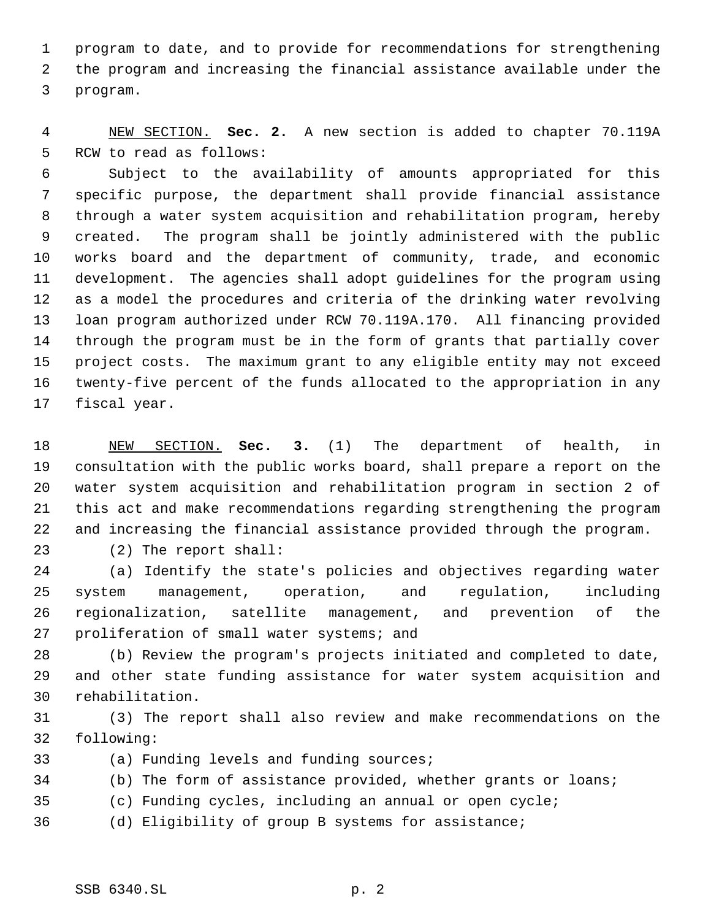program to date, and to provide for recommendations for strengthening the program and increasing the financial assistance available under the program.

NEW SECTION. **Sec. 2.** A new section is added to chapter 70.119A RCW to read as follows:

Subject to the availability of amounts appropriated for this specific purpose, the department shall provide financial assistance through a water system acquisition and rehabilitation program, hereby created. The program shall be jointly administered with the public works board and the department of community, trade, and economic development. The agencies shall adopt guidelines for the program using as a model the procedures and criteria of the drinking water revolving loan program authorized under RCW 70.119A.170. All financing provided through the program must be in the form of grants that partially cover project costs. The maximum grant to any eligible entity may not exceed twenty-five percent of the funds allocated to the appropriation in any fiscal year.

NEW SECTION. **Sec. 3.** (1) The department of health, in consultation with the public works board, shall prepare a report on the water system acquisition and rehabilitation program in section 2 of this act and make recommendations regarding strengthening the program and increasing the financial assistance provided through the program.

(2) The report shall:

(a) Identify the state's policies and objectives regarding water system management, operation, and regulation, including regionalization, satellite management, and prevention of the proliferation of small water systems; and

(b) Review the program's projects initiated and completed to date, and other state funding assistance for water system acquisition and rehabilitation.

(3) The report shall also review and make recommendations on the following:

(a) Funding levels and funding sources;

(b) The form of assistance provided, whether grants or loans;

(c) Funding cycles, including an annual or open cycle;

(d) Eligibility of group B systems for assistance;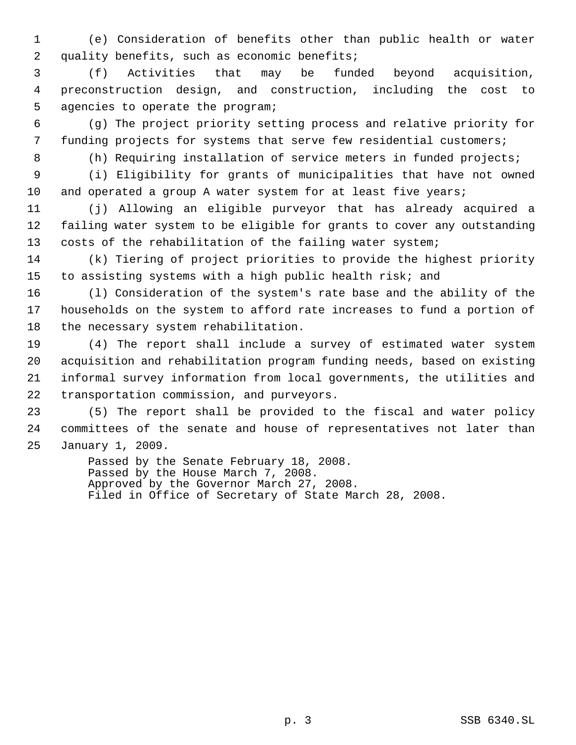(e) Consideration of benefits other than public health or water quality benefits, such as economic benefits;

(f) Activities that may be funded beyond acquisition, preconstruction design, and construction, including the cost to agencies to operate the program;

(g) The project priority setting process and relative priority for funding projects for systems that serve few residential customers;

(h) Requiring installation of service meters in funded projects;

(i) Eligibility for grants of municipalities that have not owned and operated a group A water system for at least five years;

(j) Allowing an eligible purveyor that has already acquired a failing water system to be eligible for grants to cover any outstanding costs of the rehabilitation of the failing water system;

(k) Tiering of project priorities to provide the highest priority to assisting systems with a high public health risk; and

(l) Consideration of the system's rate base and the ability of the households on the system to afford rate increases to fund a portion of the necessary system rehabilitation.

(4) The report shall include a survey of estimated water system acquisition and rehabilitation program funding needs, based on existing informal survey information from local governments, the utilities and transportation commission, and purveyors.

(5) The report shall be provided to the fiscal and water policy committees of the senate and house of representatives not later than January 1, 2009.

Passed by the Senate February 18, 2008.
Passed by the House March 7, 2008.
Approved by the Governor March 27, 2008.
Filed in Office of Secretary of State March 28, 2008.